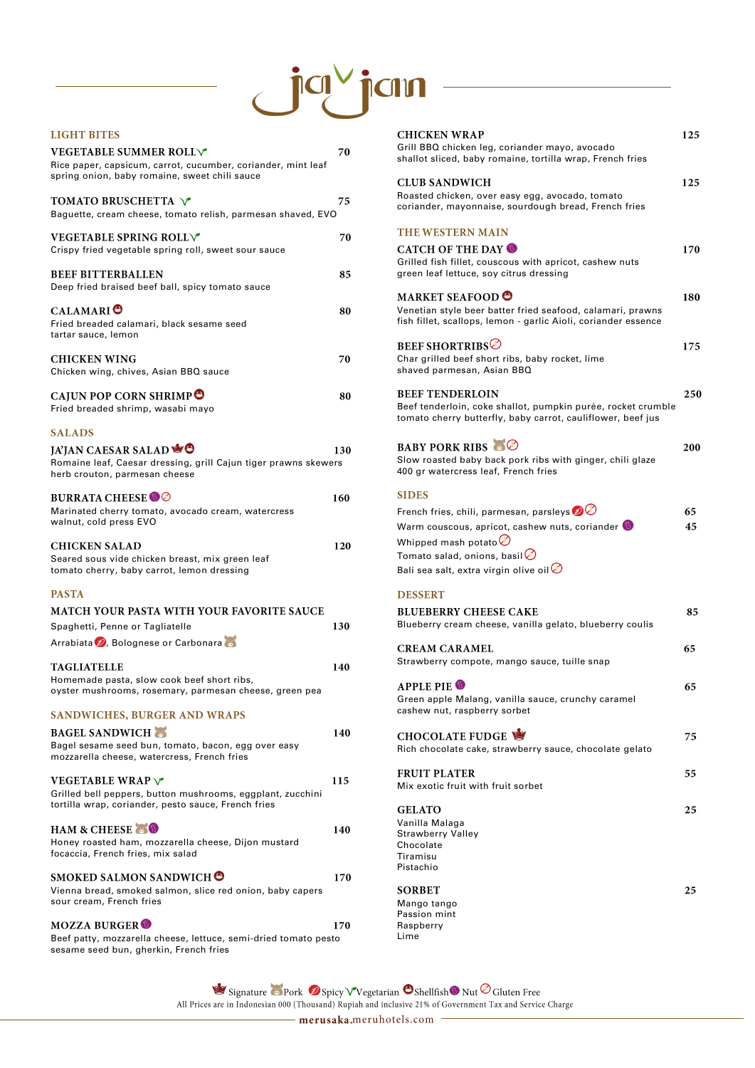# ja'jan

## LIGHT BITES

**VEGETABLE SUMMER ROLL** (Vegetarian) — 70
Rice paper, capsicum, carrot, cucumber, coriander, mint leaf spring onion, baby romaine, sweet chili sauce

**TOMATO BRUSCHETTA** (Vegetarian) — 75
Baguette, cream cheese, tomato relish, parmesan shaved, EVO

**VEGETABLE SPRING ROLL** (Vegetarian) — 70
Crispy fried vegetable spring roll, sweet sour sauce

**BEEF BITTERBALLEN** — 85
Deep fried braised beef ball, spicy tomato sauce

**CALAMARI** (Shellfish) — 80
Fried breaded calamari, black sesame seed tartar sauce, lemon

**CHICKEN WING** — 70
Chicken wing, chives, Asian BBQ sauce

**CAJUN POP CORN SHRIMP** (Shellfish) — 80
Fried breaded shrimp, wasabi mayo

## SALADS

**JA'JAN CAESAR SALAD** (Signature, Shellfish) — 130
Romaine leaf, Caesar dressing, grill Cajun tiger prawns skewers herb crouton, parmesan cheese

**BURRATA CHEESE** (Nut, Gluten Free) — 160
Marinated cherry tomato, avocado cream, watercress walnut, cold press EVO

**CHICKEN SALAD** — 120
Seared sous vide chicken breast, mix green leaf tomato cherry, baby carrot, lemon dressing

## PASTA

**MATCH YOUR PASTA WITH YOUR FAVORITE SAUCE**
Spaghetti, Penne or Tagliatelle — 130
Arrabiata (Spicy), Bolognese or Carbonara (Pork)

**TAGLIATELLE** — 140
Homemade pasta, slow cook beef short ribs, oyster mushrooms, rosemary, parmesan cheese, green pea

## SANDWICHES, BURGER AND WRAPS

**BAGEL SANDWICH** (Pork) — 140
Bagel sesame seed bun, tomato, bacon, egg over easy mozzarella cheese, watercress, French fries

**VEGETABLE WRAP** (Vegetarian) — 115
Grilled bell peppers, button mushrooms, eggplant, zucchini tortilla wrap, coriander, pesto sauce, French fries

**HAM & CHEESE** (Pork, Nut) — 140
Honey roasted ham, mozzarella cheese, Dijon mustard focaccia, French fries, mix salad

**SMOKED SALMON SANDWICH** (Shellfish) — 170
Vienna bread, smoked salmon, slice red onion, baby capers sour cream, French fries

**MOZZA BURGER** (Nut) — 170
Beef patty, mozzarella cheese, lettuce, semi-dried tomato pesto sesame seed bun, gherkin, French fries

**CHICKEN WRAP** — 125
Grill BBQ chicken leg, coriander mayo, avocado shallot sliced, baby romaine, tortilla wrap, French fries

**CLUB SANDWICH** — 125
Roasted chicken, over easy egg, avocado, tomato coriander, mayonnaise, sourdough bread, French fries

## THE WESTERN MAIN

**CATCH OF THE DAY** (Nut) — 170
Grilled fish fillet, couscous with apricot, cashew nuts green leaf lettuce, soy citrus dressing

**MARKET SEAFOOD** (Shellfish) — 180
Venetian style beer batter fried seafood, calamari, prawns fish fillet, scallops, lemon - garlic Aioli, coriander essence

**BEEF SHORTRIBS** (Gluten Free) — 175
Char grilled beef short ribs, baby rocket, lime shaved parmesan, Asian BBQ

**BEEF TENDERLOIN** — 250
Beef tenderloin, coke shallot, pumpkin purée, rocket crumble tomato cherry butterfly, baby carrot, cauliflower, beef jus

**BABY PORK RIBS** (Pork, Gluten Free) — 200
Slow roasted baby back pork ribs with ginger, chili glaze 400 gr watercress leaf, French fries

## SIDES

| Item | Price |
|---|---|
| French fries, chili, parmesan, parsleys (Spicy, Gluten Free) | 65 |
| Warm couscous, apricot, cashew nuts, coriander (Nut) | 45 |
| Whipped mash potato (Gluten Free) | |
| Tomato salad, onions, basil (Gluten Free) | |
| Bali sea salt, extra virgin olive oil (Gluten Free) | |

## DESSERT

**BLUEBERRY CHEESE CAKE** — 85
Blueberry cream cheese, vanilla gelato, blueberry coulis

**CREAM CARAMEL** — 65
Strawberry compote, mango sauce, tuille snap

**APPLE PIE** (Nut) — 65
Green apple Malang, vanilla sauce, crunchy caramel cashew nut, raspberry sorbet

**CHOCOLATE FUDGE** (Signature) — 75
Rich chocolate cake, strawberry sauce, chocolate gelato

**FRUIT PLATER** — 55
Mix exotic fruit with fruit sorbet

**GELATO** — 25
Vanilla Malaga
Strawberry Valley
Chocolate
Tiramisu
Pistachio

**SORBET** — 25
Mango tango
Passion mint
Raspberry
Lime

---

Signature · Pork · Spicy · Vegetarian · Shellfish · Nut · Gluten Free

All Prices are in Indonesian 000 (Thousand) Rupiah and inclusive 21% of Government Tax and Service Charge

merusaka.meruhotels.com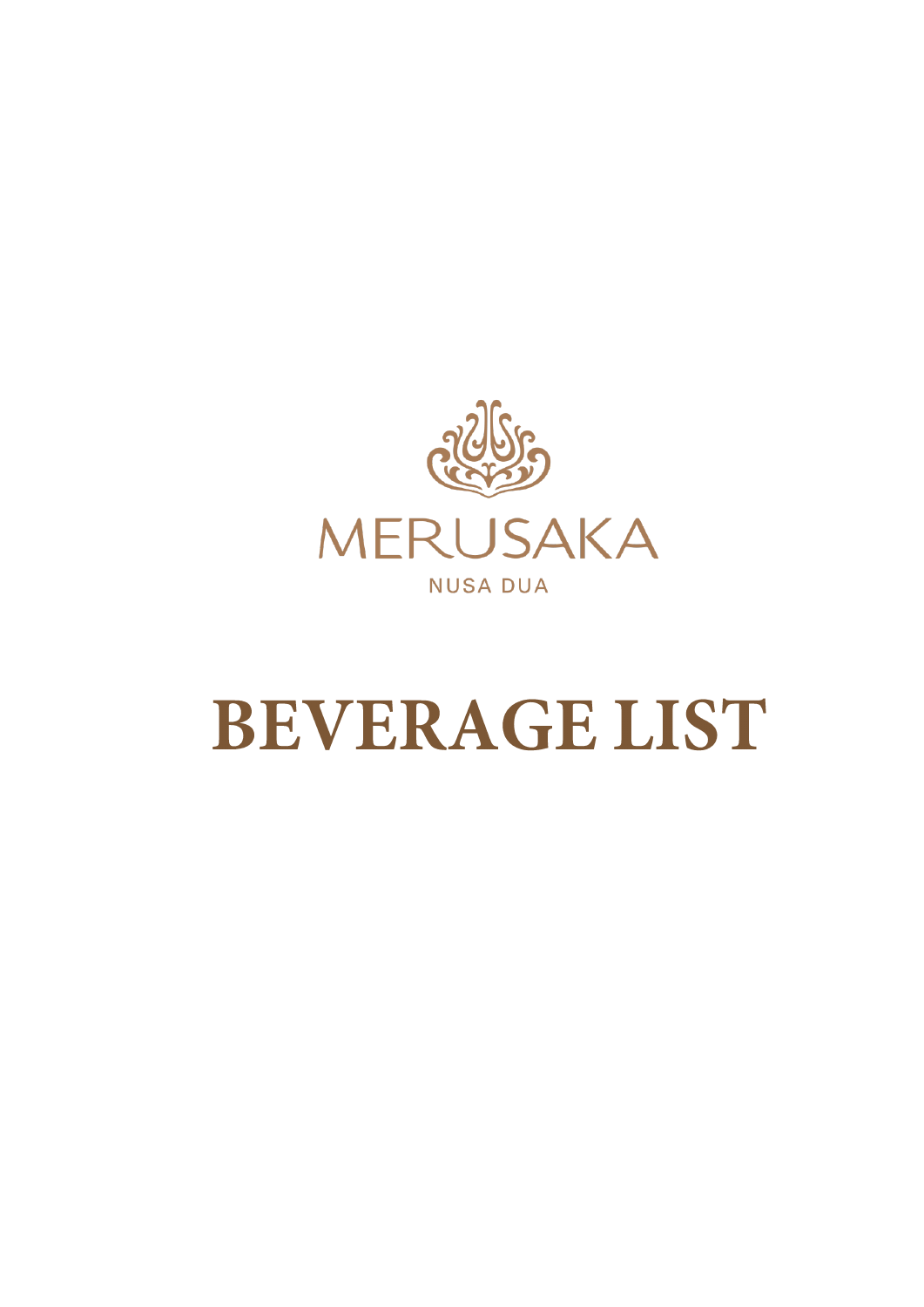MERUSAKA

NUSA DUA

# BEVERAGE LIST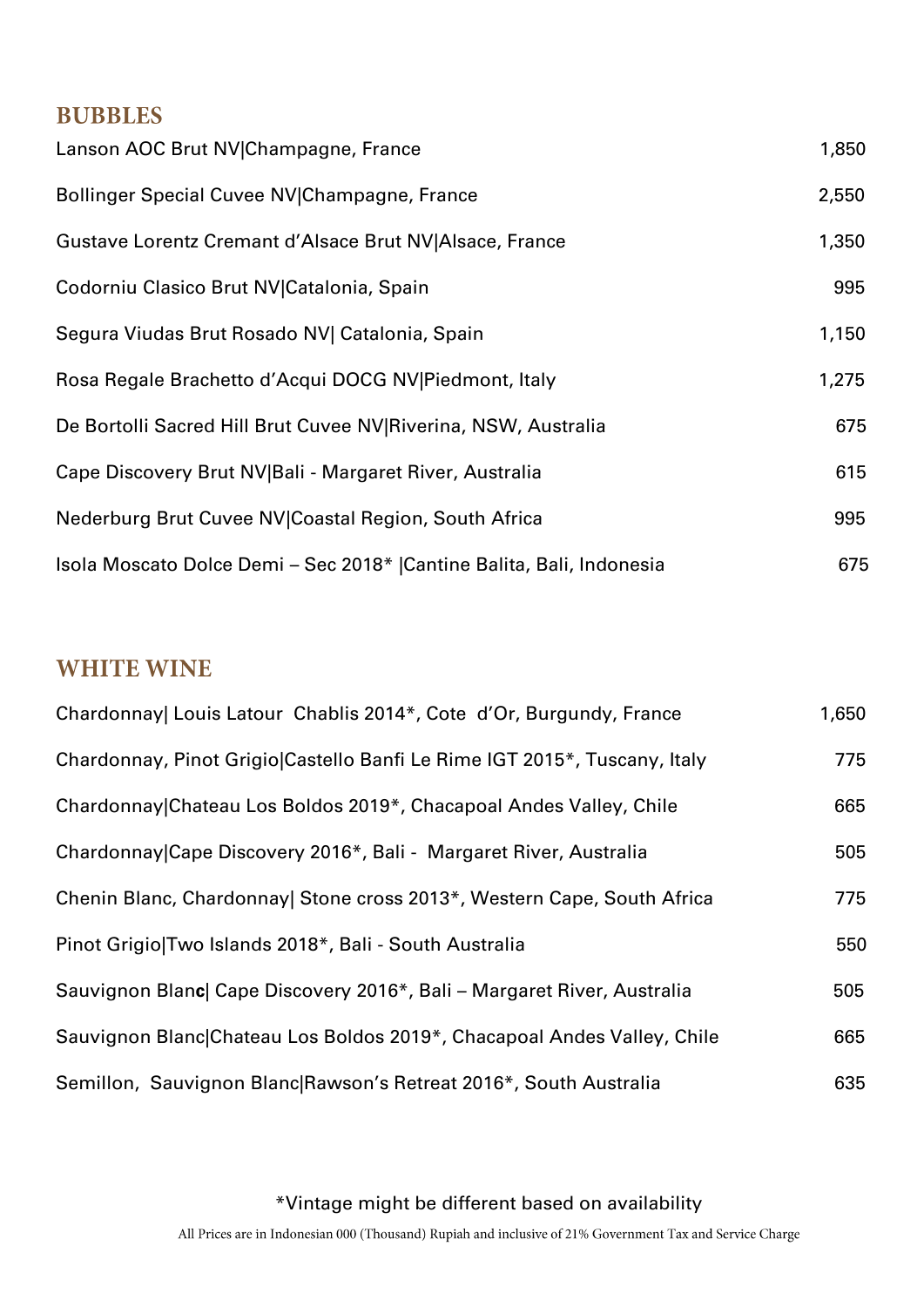## BUBBLES

| | |
|---|---|
| Lanson AOC Brut NV\|Champagne, France | 1,850 |
| Bollinger Special Cuvee NV\|Champagne, France | 2,550 |
| Gustave Lorentz Cremant d'Alsace Brut NV\|Alsace, France | 1,350 |
| Codorniu Clasico Brut NV\|Catalonia, Spain | 995 |
| Segura Viudas Brut Rosado NV\| Catalonia, Spain | 1,150 |
| Rosa Regale Brachetto d'Acqui DOCG NV\|Piedmont, Italy | 1,275 |
| De Bortolli Sacred Hill Brut Cuvee NV\|Riverina, NSW, Australia | 675 |
| Cape Discovery Brut NV\|Bali - Margaret River, Australia | 615 |
| Nederburg Brut Cuvee NV\|Coastal Region, South Africa | 995 |
| Isola Moscato Dolce Demi – Sec 2018* \|Cantine Balita, Bali, Indonesia | 675 |

## WHITE WINE

| | |
|---|---|
| Chardonnay\| Louis Latour Chablis 2014*, Cote d'Or, Burgundy, France | 1,650 |
| Chardonnay, Pinot Grigio\|Castello Banfi Le Rime IGT 2015*, Tuscany, Italy | 775 |
| Chardonnay\|Chateau Los Boldos 2019*, Chacapoal Andes Valley, Chile | 665 |
| Chardonnay\|Cape Discovery 2016*, Bali - Margaret River, Australia | 505 |
| Chenin Blanc, Chardonnay\| Stone cross 2013*, Western Cape, South Africa | 775 |
| Pinot Grigio\|Two Islands 2018*, Bali - South Australia | 550 |
| Sauvignon Blanc\| Cape Discovery 2016*, Bali – Margaret River, Australia | 505 |
| Sauvignon Blanc\|Chateau Los Boldos 2019*, Chacapoal Andes Valley, Chile | 665 |
| Semillon, Sauvignon Blanc\|Rawson's Retreat 2016*, South Australia | 635 |

*Vintage might be different based on availability

All Prices are in Indonesian 000 (Thousand) Rupiah and inclusive of 21% Government Tax and Service Charge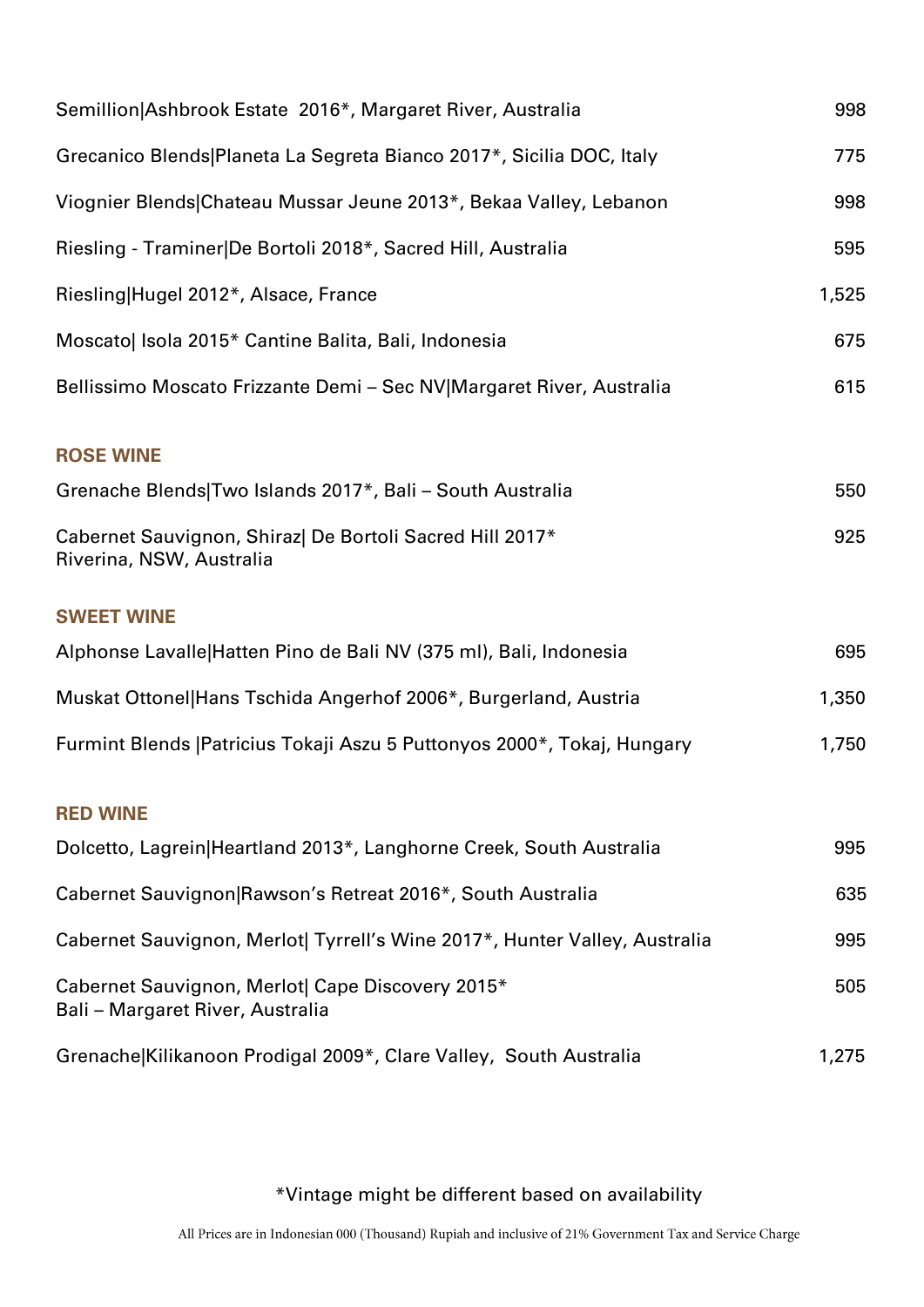| | |
|---|---|
| Semillion\|Ashbrook Estate 2016*, Margaret River, Australia | 998 |
| Grecanico Blends\|Planeta La Segreta Bianco 2017*, Sicilia DOC, Italy | 775 |
| Viognier Blends\|Chateau Mussar Jeune 2013*, Bekaa Valley, Lebanon | 998 |
| Riesling - Traminer\|De Bortoli 2018*, Sacred Hill, Australia | 595 |
| Riesling\|Hugel 2012*, Alsace, France | 1,525 |
| Moscato\| Isola 2015* Cantine Balita, Bali, Indonesia | 675 |
| Bellissimo Moscato Frizzante Demi – Sec NV\|Margaret River, Australia | 615 |

## ROSE WINE

| | |
|---|---|
| Grenache Blends\|Two Islands 2017*, Bali – South Australia | 550 |
| Cabernet Sauvignon, Shiraz\| De Bortoli Sacred Hill 2017* Riverina, NSW, Australia | 925 |

## SWEET WINE

| | |
|---|---|
| Alphonse Lavalle\|Hatten Pino de Bali NV (375 ml), Bali, Indonesia | 695 |
| Muskat Ottonel\|Hans Tschida Angerhof 2006*, Burgerland, Austria | 1,350 |
| Furmint Blends \|Patricius Tokaji Aszu 5 Puttonyos 2000*, Tokaj, Hungary | 1,750 |

## RED WINE

| | |
|---|---|
| Dolcetto, Lagrein\|Heartland 2013*, Langhorne Creek, South Australia | 995 |
| Cabernet Sauvignon\|Rawson's Retreat 2016*, South Australia | 635 |
| Cabernet Sauvignon, Merlot\| Tyrrell's Wine 2017*, Hunter Valley, Australia | 995 |
| Cabernet Sauvignon, Merlot\| Cape Discovery 2015* Bali – Margaret River, Australia | 505 |
| Grenache\|Kilikanoon Prodigal 2009*, Clare Valley, South Australia | 1,275 |

*Vintage might be different based on availability

All Prices are in Indonesian 000 (Thousand) Rupiah and inclusive of 21% Government Tax and Service Charge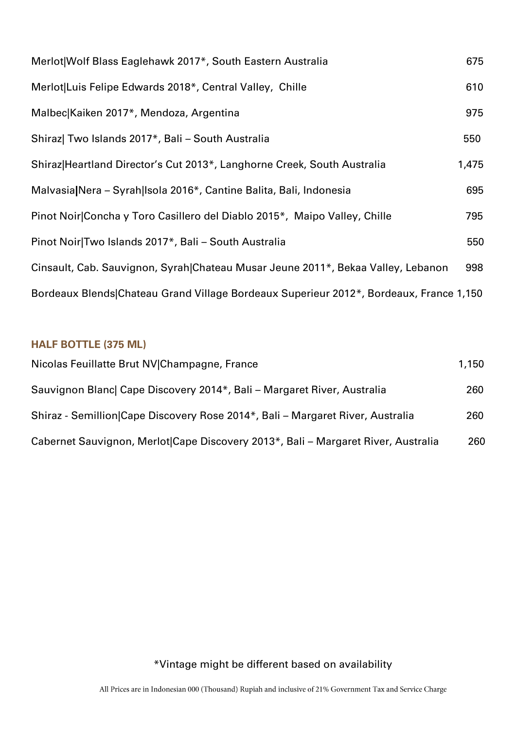| | |
|---|---|
| Merlot\|Wolf Blass Eaglehawk 2017*, South Eastern Australia | 675 |
| Merlot\|Luis Felipe Edwards 2018*, Central Valley, Chille | 610 |
| Malbec\|Kaiken 2017*, Mendoza, Argentina | 975 |
| Shiraz\| Two Islands 2017*, Bali – South Australia | 550 |
| Shiraz\|Heartland Director's Cut 2013*, Langhorne Creek, South Australia | 1,475 |
| Malvasia\|Nera – Syrah\|Isola 2016*, Cantine Balita, Bali, Indonesia | 695 |
| Pinot Noir\|Concha y Toro Casillero del Diablo 2015*, Maipo Valley, Chille | 795 |
| Pinot Noir\|Two Islands 2017*, Bali – South Australia | 550 |
| Cinsault, Cab. Sauvignon, Syrah\|Chateau Musar Jeune 2011*, Bekaa Valley, Lebanon | 998 |
| Bordeaux Blends\|Chateau Grand Village Bordeaux Superieur 2012*, Bordeaux, France | 1,150 |

### HALF BOTTLE (375 ML)

| | |
|---|---|
| Nicolas Feuillatte Brut NV\|Champagne, France | 1,150 |
| Sauvignon Blanc\| Cape Discovery 2014*, Bali – Margaret River, Australia | 260 |
| Shiraz - Semillion\|Cape Discovery Rose 2014*, Bali – Margaret River, Australia | 260 |
| Cabernet Sauvignon, Merlot\|Cape Discovery 2013*, Bali – Margaret River, Australia | 260 |

*Vintage might be different based on availability

All Prices are in Indonesian 000 (Thousand) Rupiah and inclusive of 21% Government Tax and Service Charge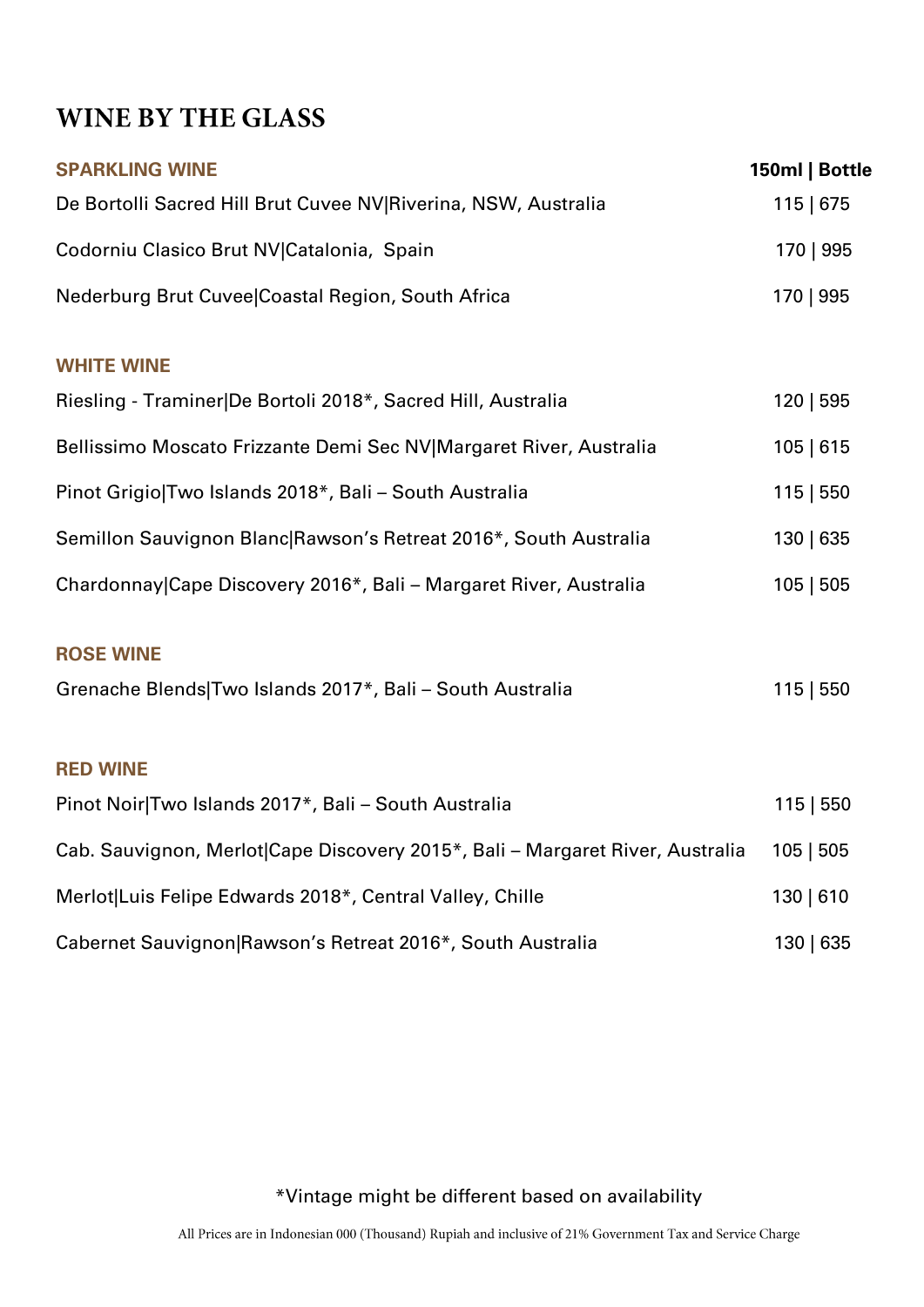# WINE BY THE GLASS

| SPARKLING WINE | 150ml \| Bottle |
|---|---|
| De Bortolli Sacred Hill Brut Cuvee NV\|Riverina, NSW, Australia | 115 \| 675 |
| Codorniu Clasico Brut NV\|Catalonia, Spain | 170 \| 995 |
| Nederburg Brut Cuvee\|Coastal Region, South Africa | 170 \| 995 |
| **WHITE WINE** | |
| Riesling - Traminer\|De Bortoli 2018*, Sacred Hill, Australia | 120 \| 595 |
| Bellissimo Moscato Frizzante Demi Sec NV\|Margaret River, Australia | 105 \| 615 |
| Pinot Grigio\|Two Islands 2018*, Bali – South Australia | 115 \| 550 |
| Semillon Sauvignon Blanc\|Rawson's Retreat 2016*, South Australia | 130 \| 635 |
| Chardonnay\|Cape Discovery 2016*, Bali – Margaret River, Australia | 105 \| 505 |
| **ROSE WINE** | |
| Grenache Blends\|Two Islands 2017*, Bali – South Australia | 115 \| 550 |
| **RED WINE** | |
| Pinot Noir\|Two Islands 2017*, Bali – South Australia | 115 \| 550 |
| Cab. Sauvignon, Merlot\|Cape Discovery 2015*, Bali – Margaret River, Australia | 105 \| 505 |
| Merlot\|Luis Felipe Edwards 2018*, Central Valley, Chille | 130 \| 610 |
| Cabernet Sauvignon\|Rawson's Retreat 2016*, South Australia | 130 \| 635 |

*Vintage might be different based on availability

All Prices are in Indonesian 000 (Thousand) Rupiah and inclusive of 21% Government Tax and Service Charge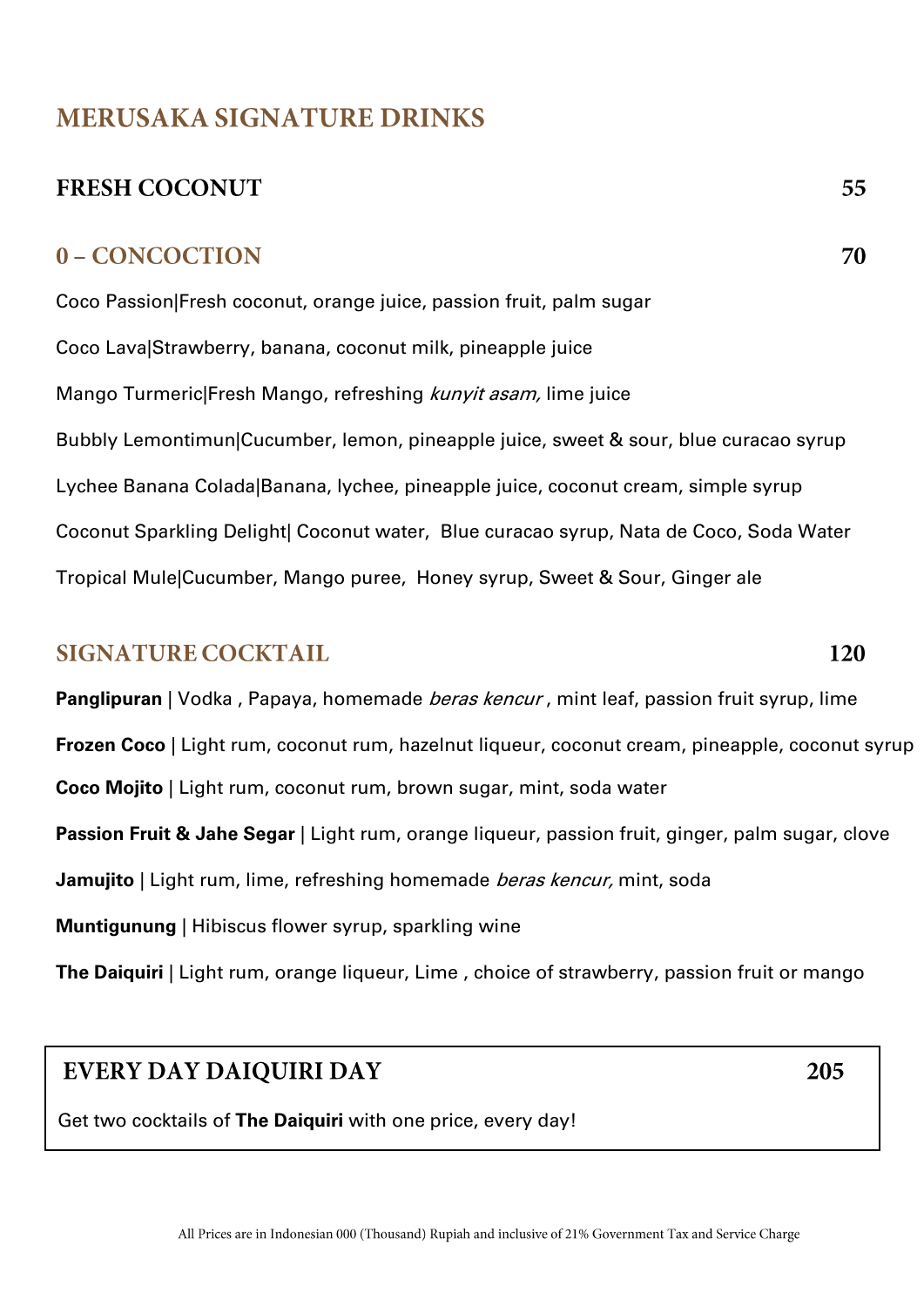# MERUSAKA SIGNATURE DRINKS

## FRESH COCONUT 55

## 0 – CONCOCTION 70

Coco Passion|Fresh coconut, orange juice, passion fruit, palm sugar

Coco Lava|Strawberry, banana, coconut milk, pineapple juice

Mango Turmeric|Fresh Mango, refreshing *kunyit asam,* lime juice

Bubbly Lemontimun|Cucumber, lemon, pineapple juice, sweet & sour, blue curacao syrup

Lychee Banana Colada|Banana, lychee, pineapple juice, coconut cream, simple syrup

Coconut Sparkling Delight| Coconut water, Blue curacao syrup, Nata de Coco, Soda Water

Tropical Mule|Cucumber, Mango puree, Honey syrup, Sweet & Sour, Ginger ale

## SIGNATURE COCKTAIL 120

**Panglipuran** | Vodka , Papaya, homemade *beras kencur* , mint leaf, passion fruit syrup, lime

**Frozen Coco** | Light rum, coconut rum, hazelnut liqueur, coconut cream, pineapple, coconut syrup

**Coco Mojito** | Light rum, coconut rum, brown sugar, mint, soda water

**Passion Fruit & Jahe Segar** | Light rum, orange liqueur, passion fruit, ginger, palm sugar, clove

**Jamujito** | Light rum, lime, refreshing homemade *beras kencur,* mint, soda

**Muntigunung** | Hibiscus flower syrup, sparkling wine

**The Daiquiri** | Light rum, orange liqueur, Lime , choice of strawberry, passion fruit or mango

## EVERY DAY DAIQUIRI DAY 205

Get two cocktails of **The Daiquiri** with one price, every day!

All Prices are in Indonesian 000 (Thousand) Rupiah and inclusive of 21% Government Tax and Service Charge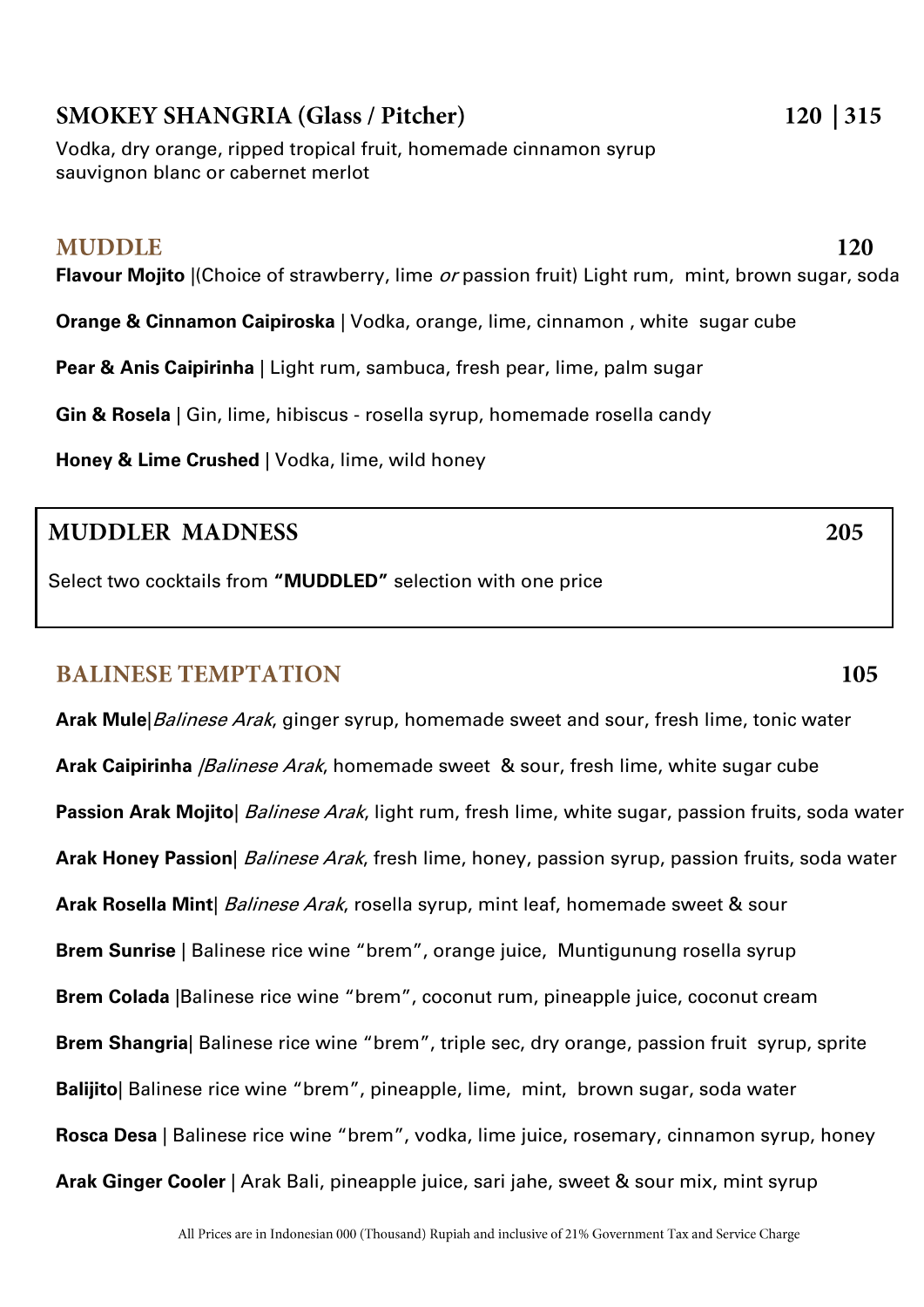## SMOKEY SHANGRIA (Glass / Pitcher) 120 | 315

Vodka, dry orange, ripped tropical fruit, homemade cinnamon syrup
sauvignon blanc or cabernet merlot

## MUDDLE 120

**Flavour Mojito** |(Choice of strawberry, lime *or* passion fruit) Light rum, mint, brown sugar, soda

**Orange & Cinnamon Caipiroska** | Vodka, orange, lime, cinnamon , white sugar cube

**Pear & Anis Caipirinha** | Light rum, sambuca, fresh pear, lime, palm sugar

**Gin & Rosela** | Gin, lime, hibiscus - rosella syrup, homemade rosella candy

**Honey & Lime Crushed** | Vodka, lime, wild honey

## MUDDLER MADNESS 205

Select two cocktails from **"MUDDLED"** selection with one price

## BALINESE TEMPTATION 105

**Arak Mule**|*Balinese Arak*, ginger syrup, homemade sweet and sour, fresh lime, tonic water

**Arak Caipirinha** |*Balinese Arak*, homemade sweet & sour, fresh lime, white sugar cube

**Passion Arak Mojito**| *Balinese Arak*, light rum, fresh lime, white sugar, passion fruits, soda water

**Arak Honey Passion**| *Balinese Arak*, fresh lime, honey, passion syrup, passion fruits, soda water

**Arak Rosella Mint**| *Balinese Arak*, rosella syrup, mint leaf, homemade sweet & sour

**Brem Sunrise** | Balinese rice wine "brem", orange juice, Muntigunung rosella syrup

**Brem Colada** |Balinese rice wine "brem", coconut rum, pineapple juice, coconut cream

**Brem Shangria**| Balinese rice wine "brem", triple sec, dry orange, passion fruit syrup, sprite

**Balijito**| Balinese rice wine "brem", pineapple, lime, mint, brown sugar, soda water

**Rosca Desa** | Balinese rice wine "brem", vodka, lime juice, rosemary, cinnamon syrup, honey

**Arak Ginger Cooler** | Arak Bali, pineapple juice, sari jahe, sweet & sour mix, mint syrup

All Prices are in Indonesian 000 (Thousand) Rupiah and inclusive of 21% Government Tax and Service Charge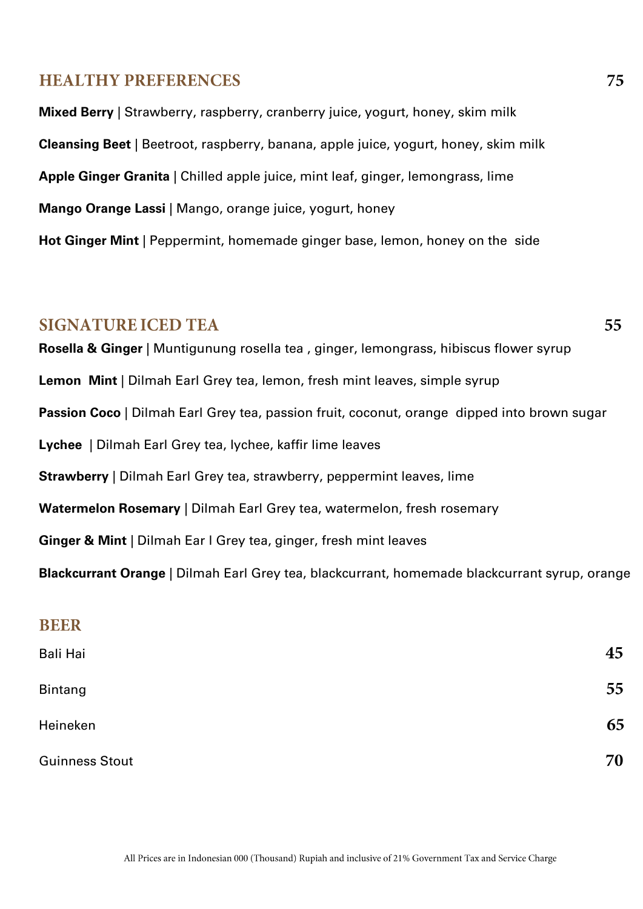## HEALTHY PREFERENCES 75

**Mixed Berry** | Strawberry, raspberry, cranberry juice, yogurt, honey, skim milk

**Cleansing Beet** | Beetroot, raspberry, banana, apple juice, yogurt, honey, skim milk

**Apple Ginger Granita** | Chilled apple juice, mint leaf, ginger, lemongrass, lime

**Mango Orange Lassi** | Mango, orange juice, yogurt, honey

**Hot Ginger Mint** | Peppermint, homemade ginger base, lemon, honey on the side

## SIGNATURE ICED TEA 55

**Rosella & Ginger** | Muntigunung rosella tea , ginger, lemongrass, hibiscus flower syrup

**Lemon Mint** | Dilmah Earl Grey tea, lemon, fresh mint leaves, simple syrup

**Passion Coco** | Dilmah Earl Grey tea, passion fruit, coconut, orange dipped into brown sugar

**Lychee** | Dilmah Earl Grey tea, lychee, kaffir lime leaves

**Strawberry** | Dilmah Earl Grey tea, strawberry, peppermint leaves, lime

**Watermelon Rosemary** | Dilmah Earl Grey tea, watermelon, fresh rosemary

**Ginger & Mint** | Dilmah Ear l Grey tea, ginger, fresh mint leaves

**Blackcurrant Orange** | Dilmah Earl Grey tea, blackcurrant, homemade blackcurrant syrup, orange

## BEER

| Item | Price |
|---|---|
| Bali Hai | 45 |
| Bintang | 55 |
| Heineken | 65 |
| Guinness Stout | 70 |

All Prices are in Indonesian 000 (Thousand) Rupiah and inclusive of 21% Government Tax and Service Charge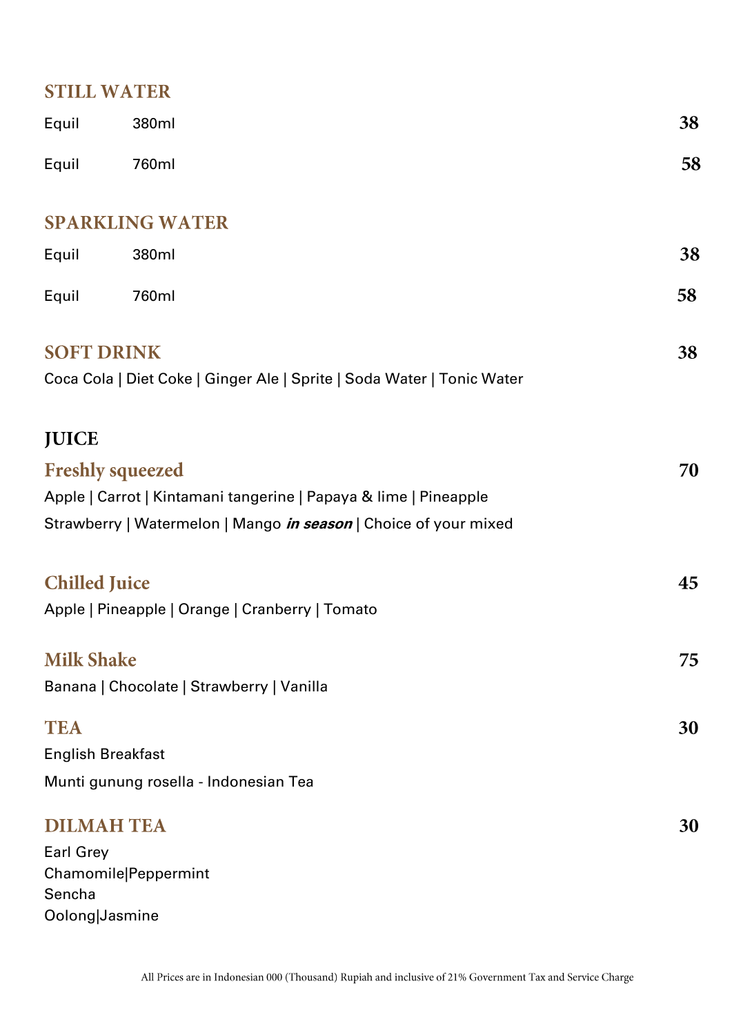## STILL WATER

Equil 380ml **38**

Equil 760ml **58**

## SPARKLING WATER

Equil 380ml **38**

Equil 760ml **58**

## SOFT DRINK **38**

Coca Cola | Diet Coke | Ginger Ale | Sprite | Soda Water | Tonic Water

## JUICE

### Freshly squeezed **70**

Apple | Carrot | Kintamani tangerine | Papaya & lime | Pineapple

Strawberry | Watermelon | Mango ***in season*** | Choice of your mixed

### Chilled Juice **45**

Apple | Pineapple | Orange | Cranberry | Tomato

### Milk Shake **75**

Banana | Chocolate | Strawberry | Vanilla

## TEA **30**

English Breakfast

Munti gunung rosella - Indonesian Tea

## DILMAH TEA **30**

Earl Grey

Chamomile|Peppermint

Sencha

Oolong|Jasmine

All Prices are in Indonesian 000 (Thousand) Rupiah and inclusive of 21% Government Tax and Service Charge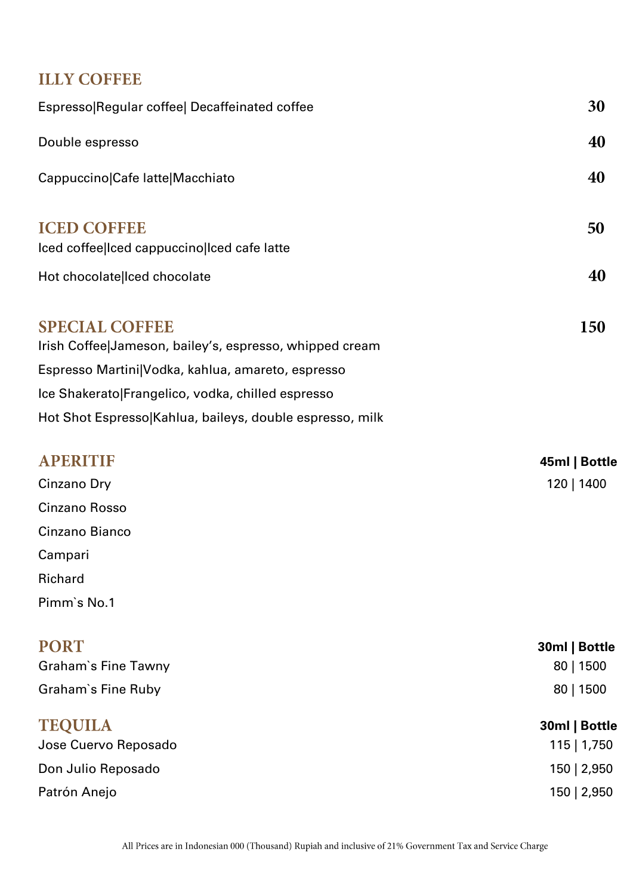## ILLY COFFEE

| | |
|---|---|
| Espresso\|Regular coffee\| Decaffeinated coffee | 30 |
| Double espresso | 40 |
| Cappuccino\|Cafe latte\|Macchiato | 40 |

## ICED COFFEE

| | |
|---|---|
| Iced coffee\|Iced cappuccino\|Iced cafe latte | 50 |
| Hot chocolate\|Iced chocolate | 40 |

## SPECIAL COFFEE — 150

Irish Coffee|Jameson, bailey's, espresso, whipped cream

Espresso Martini|Vodka, kahlua, amareto, espresso

Ice Shakerato|Frangelico, vodka, chilled espresso

Hot Shot Espresso|Kahlua, baileys, double espresso, milk

## APERITIF

| | 45ml \| Bottle |
|---|---|
| Cinzano Dry | 120 \| 1400 |
| Cinzano Rosso | |
| Cinzano Bianco | |
| Campari | |
| Richard | |
| Pimm`s No.1 | |

## PORT

| | 30ml \| Bottle |
|---|---|
| Graham`s Fine Tawny | 80 \| 1500 |
| Graham`s Fine Ruby | 80 \| 1500 |

## TEQUILA

| | 30ml \| Bottle |
|---|---|
| Jose Cuervo Reposado | 115 \| 1,750 |
| Don Julio Reposado | 150 \| 2,950 |
| Patrón Anejo | 150 \| 2,950 |

All Prices are in Indonesian 000 (Thousand) Rupiah and inclusive of 21% Government Tax and Service Charge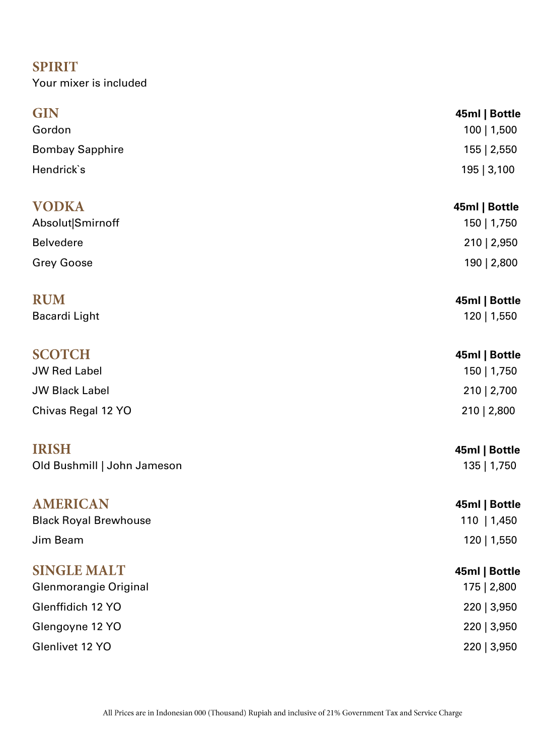# SPIRIT

Your mixer is included

## GIN

| | 45ml \| Bottle |
|---|---|
| Gordon | 100 \| 1,500 |
| Bombay Sapphire | 155 \| 2,550 |
| Hendrick`s | 195 \| 3,100 |

## VODKA

| | 45ml \| Bottle |
|---|---|
| Absolut\|Smirnoff | 150 \| 1,750 |
| Belvedere | 210 \| 2,950 |
| Grey Goose | 190 \| 2,800 |

## RUM

| | 45ml \| Bottle |
|---|---|
| Bacardi Light | 120 \| 1,550 |

## SCOTCH

| | 45ml \| Bottle |
|---|---|
| JW Red Label | 150 \| 1,750 |
| JW Black Label | 210 \| 2,700 |
| Chivas Regal 12 YO | 210 \| 2,800 |

## IRISH

| | 45ml \| Bottle |
|---|---|
| Old Bushmill \| John Jameson | 135 \| 1,750 |

## AMERICAN

| | 45ml \| Bottle |
|---|---|
| Black Royal Brewhouse | 110 \| 1,450 |
| Jim Beam | 120 \| 1,550 |

## SINGLE MALT

| | 45ml \| Bottle |
|---|---|
| Glenmorangie Original | 175 \| 2,800 |
| Glenffidich 12 YO | 220 \| 3,950 |
| Glengoyne 12 YO | 220 \| 3,950 |
| Glenlivet 12 YO | 220 \| 3,950 |

All Prices are in Indonesian 000 (Thousand) Rupiah and inclusive of 21% Government Tax and Service Charge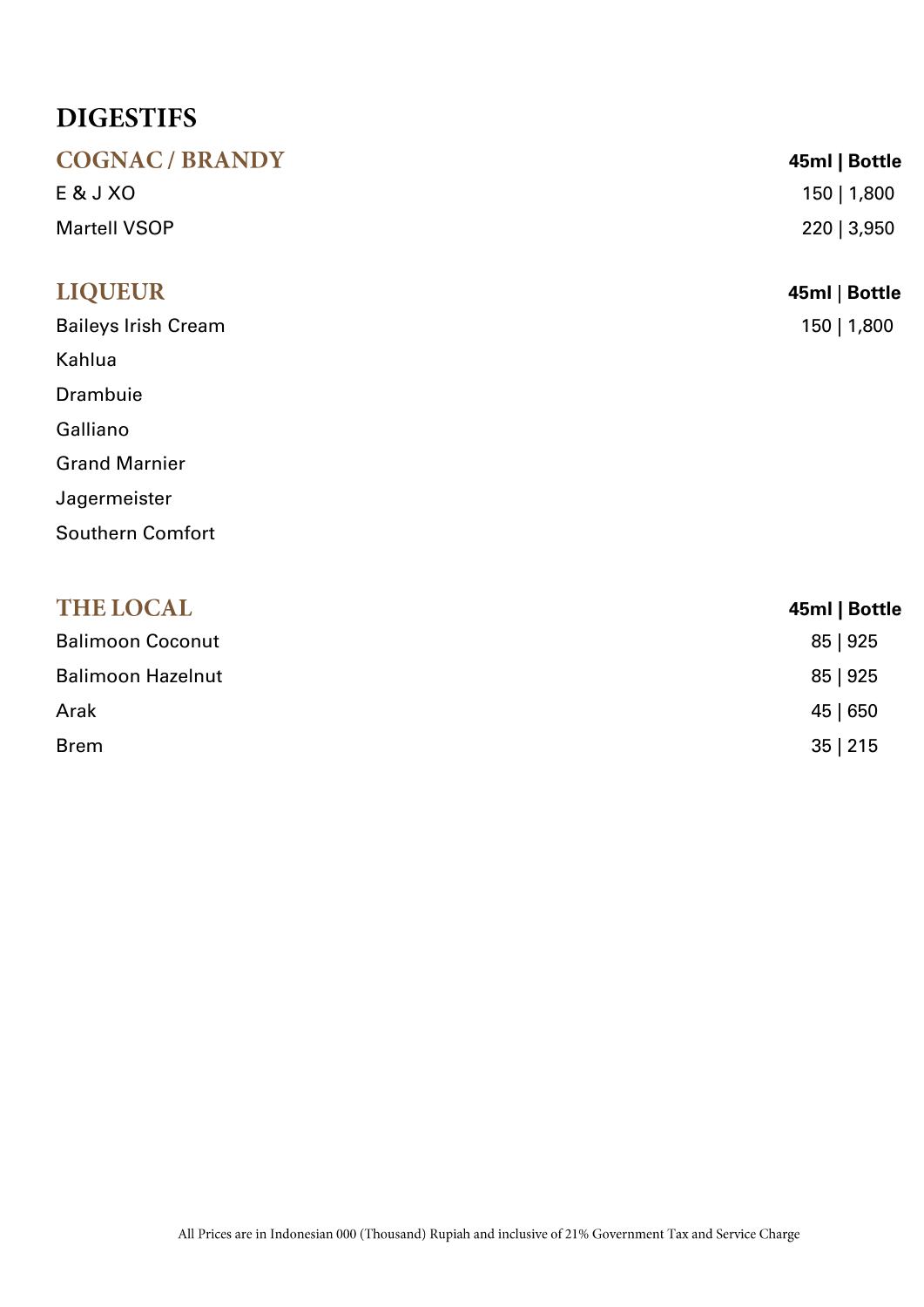# DIGESTIFS

## COGNAC / BRANDY

| | 45ml \| Bottle |
|---|---|
| E & J XO | 150 \| 1,800 |
| Martell VSOP | 220 \| 3,950 |

## LIQUEUR

| | 45ml \| Bottle |
|---|---|
| Baileys Irish Cream | 150 \| 1,800 |
| Kahlua | |
| Drambuie | |
| Galliano | |
| Grand Marnier | |
| Jagermeister | |
| Southern Comfort | |

## THE LOCAL

| | 45ml \| Bottle |
|---|---|
| Balimoon Coconut | 85 \| 925 |
| Balimoon Hazelnut | 85 \| 925 |
| Arak | 45 \| 650 |
| Brem | 35 \| 215 |

All Prices are in Indonesian 000 (Thousand) Rupiah and inclusive of 21% Government Tax and Service Charge